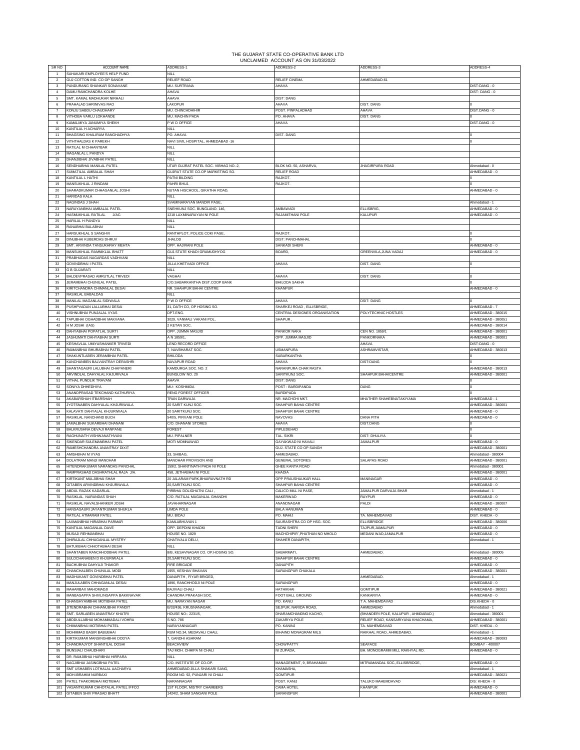# THE GUJARAT STATE CO-OPERATIVE BANK LTD

## UNCLAIMED ACCOUNT AS ON 31/03/2022

| SR NO | ACCOUNT NAME | ADDRESS-1 | ADDRESS-2 | ADDRESS-3 | ADDRESS-4 |
|---|---|---|---|---|---|
| 1 | SAHAKARI EMPLOYEE'S HELP FUND | NILL | | | |
| 2 | GUJ COTTON IND. CO OP SANGH | RELIEF ROAD | RELIEF CINEMA | AHMEDABAD-61 | |
| 3 | PANDURANG SHANKAR SONAVANE | MU. SURTRANA | AHAVA | | DIST:DANG - 0 |
| 4 | DAMU RAMCHANDRA KOLHE | AHAVA | | | DIST: DANG - 0 |
| 5 | SMT. KAMAL MADHUKAR NIRHALI | AHAVA | DIST: DANG | | |
| 6 | PRAHALAD SHRINIVAS RAO | LAKOPUR | AHAVA | DIST. DANG | 0 |
| 7 | KONJU SABDU CHAUDHARY | MU. CHINCHDHIHIR | POST. PINPALADHAD | AHAVA | DIST.DANG - 0 |
| 8 | VITHOBA VARLU LOKHANDE | MU. MACHIN PADA | PO. AHAVA | DIST. DANG | 0 |
| 9 | KAMALMIYA JANUMIYA SHEKH | P W D OFFICE | AHAVA | | DIST.DANG - 0 |
| 10 | KANTILAL H ACHARYA | NILL | | | |
| 11 | BHAGSING KHALIRAM RANGHADHYA | PO. AHAVA | DIST. DANG | | 0 |
| 12 | VITHTHALDAS K PAREKH | NAVI SIVIL HOSPITAL, AHMEDABAD -16 | | | 0 |
| 13 | RATILAL M CHHANTBAR | NILL | | | |
| 14 | MAGANLAL L PANDYA | NILL | | | |
| 15 | DHANJIBHAI JIVABHAI PATEL | NILL | | | |
| 16 | SENDHABHAI MANILAL PATEL | UTAR GUJRAT PATEL SOC. VIBHAG NO.-2, | BLOK NO- 50, ASHARVA, | JHAGIRPURA ROAD | Ahmedabad - 0 |
| 17 | SUMATILAL AMBALAL SHAH | GUJRAT STATE CO.OP MARKETING SO. | RELIEF ROAD | | AHMEDABAD - 0 |
| 18 | KANTILAL L HATHI | PATNI BILDING | RAJKOT. | | 0 |
| 19 | MANSUKHLAL J RINDANI | PAHRI BHUJ. | RAJKOT. | | 0 |
| 20 | SHARADKUMAR CHHAGANLAL JOSHI | NUTAN HISCHOOL, GIKATHA ROAD, | | | AHMEDABAD - 0 |
| 21 | HARIDAS KALA | NILL | | | |
| 22 | NAGINDAS J SHAH | SVAMINARAYAN MANDIR PASE, | | | Ahmedabad - 1 |
| 23 | NARAYANBHAI AMBALAL PATEL | SNEHKUNJ SOC. BUNGLANO. 146, | AMBAWADI | ELLISBRIG, | AHMEDABAD - 0 |
| 24 | HASMUKHLAL RATILAL J/AC. | 1218 LAXMINARAYAN NI POLE | RAJAMITHANI POLE | KALUPUR | AHMEDABAD - 0 |
| 25 | HARILAL H PANDYA | NILL | | | |
| 26 | RANABHAI BALABHAI | NILL | | | |
| 27 | HARSUKHLAL S SANGHVI | RANTHPLOT, POLICE COKI PASE, | RAJKOT. | | 0 |
| 28 | DINUBHAI KUBERDAS DHRUV | JHALOD | DIST: PANCHMAHAL | | 0 |
| 29 | SMT. ARVINDA TANSUKHRAY MEHTA | OPP. HAJIRANI POLE | SANKADI SHERI | | AHMEDABAD - 0 |
| 30 | MANSUKHLAL RAMNIKLAL BHATT | GUJ.STATE KHADI GRAMUDHYOG | BOARD, | GREENVILA,JUNA VADAJ | AHMEDABAD - 0 |
| 31 | PRABHUDAS NAGARDAS VADHVANI | NILL | | | |
| 32 | GOVINDBHAI I PATEL | JILLA KHETVADI OFFICE | AHAVA | DIST. DANG | 0 |
| 33 | G B GUJARATI | NILL | | | |
| 34 | BALDEVPRASAD AMRUTLAL TRIVEDI | VAGHAI | AHAVA | DIST: DANG | 0 |
| 35 | JERAMBHAI CHUNILAL PATEL | C/O.SABARKANTHA DIST.COOP BANK | BHILODA SAKHA | | 0 |
| 36 | KIRITCHANDRA CHIMANLAL DESAI | NR. SHAHPUR BAHAI CENTRE | KHANPUR | | AHMEDABAD - 0 |
| 37 | RASIKLAL BABALDAS | NILL | | | |
| 38 | MANILAL MAGANLAL SIDIWALA | P W D OFFICE | AHAVA | DSIT: DANG | 0 |
| 39 | PUSHPVADAN LALLUBHAI DESAI | 31, DATH CO. OP HOSING SO. | SHARKEJ ROAD , ELLISBRIGE, | | AHMEDABAD - 7 |
| 40 | VISHNUBHAI PUNJALAL VYAS | DPT.ENG. | CENTRAL DESIGNES ORGANISATION | POLYTECHNIC HOSTLES | AHMEDABAD - 380015 |
| 41 | TAPUBHAI OGHADBHAI MAKVANA | 3029, VANMALI VAKANI POL, | SHAPUR , | | AHMEDABAD - 380051 |
| 42 | H M JOSHI (IAS) | 2 KETAN SOC. | | | AHMEDABAD - 380014 |
| 43 | DAHYABHAI POPATLAL SURTI | OPP. JUMMA MASJID | PANKOR NAKA | CEN NO. 1859/1 | AHMEDABAD - 380001 |
| 44 | JASHUMATI DAHYABHAI SURTI | A N 1859/1, | OPP. JUMMA MASJID | PANKORNAKA | AHMEDABAD - 380001 |
| 45 | KESHAVLAL UMIYASHANKER TRIVEDI | LEND RECORD OFFICE | | AHAVA | DIST:DANG - 0 |
| 46 | RAMANBHAI BHURABHAI PATEL | 7, NAVBHARAT SOC. | USMANPURA | ASHRAMVISTAR, | AHMEDABAD - 380013 |
| 47 | SHAKUNTLABEN JERAMBHAI PATEL | BHILODA | SABARKANTHA | | 0 |
| 48 | KANCHANBEN BALVANTRAY DERASHRI | NAVAPUR ROAD | AHAVA | DIST:DANG | 0 |
| 49 | SHANTAGAURI LALUBHAI CHAPANERI | KAMDURGA SOC. NO. 2 | NARANPURA CHAR RASTA | | AHMEDABAD - 380013 |
| 50 | ARVINDLAL DAHYALAL KHJURIVALA | BUNGLOW NO. 20 | SARITKUNJ SOC. | SHAHPUR BAHAICENTRE | AHMEDABAD - 380001 |
| 51 | VITHAL PUNDLIK TRAVANI | AHAVA | DIST: DANG | | 0 |
| 52 | SONIYA DHHEDHIYA | MU: KOSHMIDA | POST : BARDIPANDA | DANG | 0 |
| 53 | ANANDPRASAD TEKCHAND KATHURIYA | RENG FOREST OFFICER | BARDIPADA | | 0 |
| 54 | AKABARSHAH ITBARSHAH | TRAN DARWAJA | NR. MACHCHI MKT. | MHATHER SHAHEBNATAKIYAMA | AHMEDABAD - 1 |
| 55 | JYOTSNABEN DAHYALAL KHJURIWALA | 20 SARIT KUNJ SOC. | SHAHPUR BAHAI CENTRE | | AHMEDABAD - 380001 |
| 56 | KALAVATI DAHYALAL KHJURIWALA | 20 SARITKUNJ SOC. | SHAHPUR BAHAI CENTRE | | AHMEDABAD - 0 |
| 57 | RASIKLAL NANCHAND BUCH | 540/5, PIRVANI POLE | NAVOVAS | DANA PITH | AHMEDABAD - 0 |
| 58 | JAMALBHAI SUKARBHAI DHANANI | C/O. DHANANI STORES | AHAVA | DIST.DANG | 0 |
| 59 | BALKRUSHNA DEVAJI RANPANE | FOREST | PIPLEDEHAD | | 0 |
| 60 | RAGHUNATH VISHWANATHVANI | MU. PIPALNER | TAL. SIKRI | DIST: DHULIYA | 0 |
| 61 | SIKENDAR SULEMANBHAI PATEL | MOTI MOMNAWAD | GAYAKWAD NI HAVALI | JAMALPUR | AHMEDABAD - 0 |
| 62 | RAMESHCHANDRA ANANTRAY DIXIT | | GUJ. STATE CO OP SANGH | | AHMEDABAD - 380001 |
| 63 | AMISHBHAI M VYAS | 33, SHIBAG, | AHMEDABAD. | | Ahmedabad - 380004 |
| 64 | DOLATRAM MANJI MANOHAR | MANOHAR PROVISON AND | GENERAL SOTORES | SALAPAS ROAD | AHMEDABAD - 380001 |
| 65 | HITENDRAKUMAR NARANDAS PANCHAL | 159/2, SHANTINATH PADA NI POLE | GHEE KANTA ROAD | | Ahmedabad - 380001 |
| 66 | RAMPRASHAD DASHRATHLAL RAJA J/A. | 458, JETHABHAI NI POLE | KHADIA | | AHMEDABAD - 380001 |
| 67 | KIRTIKANT MULJIBHAI SHAH | 20 JALARAM PARK,BHAIRAVNATH RD | OPP PRAUSHAUKAR HALL | MANINAGAR | AHMEDABAD - 0 |
| 68 | GITABEN ARVINDBHAI KHJURIWALA | 20,SARITKUNJ SOC. | SHAHPUR BAHAI CENTRE | | AHMEDABAD - 0 |
| 69 | ABDUL RAZAK KADARLAL | PIRBHAI DOLIGHATNI CALI , | CALICO MILL NI PASE, | JAMALPUR DARVAJA BHAR | Ahmedabad - 1 |
| 70 | RASIKLAL NARANDAS SHAH | C/O. RATILAL MAGANLAL GHANDHI | MAKERWAD | RAYPUR | AHMEDABAD - 0 |
| 71 | RASIKLAL NAVALSHANKER JOSHI | JAVAHARNAGAR | ANANDNAGAR | PALDI | AHMEDABAD - 380007 |
| 72 | HANSAGAURI JAYANTKUMAR SHUKLA | LIMDA POLE | BALA HANUMAN | | AHMEDABAD - 0 |
| 73 | RATILAL ATMARAM PATEL | MU. BIDAJ | PO. MAHIJ | TA. MAHEMDAVAD | DIST. KHEDA - 0 |
| 74 | LAXMANBHAI HIRABHAI PARMAR | KAMLABHUVAN 1 | SAURASHTRA CO OP HSG. SOC. | ELLISBRIDGE | AHMEDABAD - 380006 |
| 75 | KANTILAL MAGANLAL DAVE | OPP. DEPDINI KHADKI | TADNI SHERI | TAJPUR,JAMALPUR | AHMEDABAD - 0 |
| 76 | MUSAJI REHMANBHAI | HOUSE NO. 1829 | MACHCHIPIR',PHATHAN NO MHOLO | MEDANI WAD,JAMALPUR | AHMEDABAD - 0 |
| 77 | DHIRAJLAL CHHAGANLAL MYSTRY | GHATIVALU DELU, | SHAHER DANAPITH, | | Ahmedabad - 1 |
| 78 | BATUKBHAI CHHOTABHAI DESAI | NILL | | | |
| 79 | SHANTABEN RANCHHODBHAI PATEL | 8/B, KESAVNAGAR CO. OP.HOSING SO. | SABARMATI, | AHMEDABAD. | Ahmedabad - 380005 |
| 80 | SULOCHANABEN D KHJURIWALA | 20,SARITKUNJ SOC. | SHAHPUR BAHAI CENTRE | | AHMEDABAD - 0 |
| 81 | BACHUBHAI DAHYAJI THAKOR | FIRE BRIGADE | DANAPITH | | AHMEDABAD - 0 |
| 82 | CHANCHALBEN CHUNILAL MODI | 1955, KESHAV BHAVAN | SARANGPUR CHAKALA | | AHMEDABAD - 380001 |
| 83 | MADHUKANT GOVINDBHAI PATEL | DANAPITH , FIYAR BRIGED, | | AHMEDABAD. | Ahmedabad - 1 |
| 84 | MANJULABEN CHHAGANLAL DESAI | 1896, RANCHHODJI NI POLE | SARANGPUR | | AHMEDABAD - 0 |
| 85 | MAHARBAX MAHOMADJI | BAJIVALI CHALI | HATHIKHAI | GOMTIPUR | AHMEDABAD - 380021 |
| 86 | MANBASAPPA SHIVLINGAPPA BAKKNAVAR | CHANDRA PRAKASH SOC. | FOOT BALL GROUND | KANKARIYA | AHMEDABAD - 0 |
| 87 | GHANSHYAMBHAI MOTIBHIA PATEL | MU. NARAYAN NAGAR | PO. KANIJ | T.A. MAHEMDAVAD | DIS.KHEDA - 0 |
| 88 | JITENDRABHAI CHHANUBHAI PANDIT | B/32/436, KRUSNANAGAR, | SEJPUR, NARIDA ROAD, | AHMEDABAD | Ahmedabad - 1 |
| 89 | SMT. SARLABEN ANANTRAY KHATRI | HOUSE NO:- 2231/5, | DHARAMCHANDNO KACHO, | (BHANDERI POLE, KALUPUR , AHMDABAD.) | Ahmedabad - 380001 |
| 90 | ABDDULLABHAI MOHAMMADALI VOHRA | S NO. 786 | ZAKARIYA POLE | RELIEF ROAD, KANSARIYANA KHACHAMA, | AHMEDABAD - 380001 |
| 91 | CHIMANBHAI MOTIBHAI PATEL | NARAYANNAGAR | PO. KANINJ | TA. MAHEMDAVAD | DIST. KHEDA - 0 |
| 92 | MOHMMAD BASIR BABUBHAI | RUM NO.34, MEDAVALI CHALI, | BIHAIND MONAGRAM MILS | RAIKHAL ROAD, AHMEDABAD. | Ahmedabad - 1 |
| 93 | KIRTIKUMAR MANSINGHBHAI DODYA | 7, GANDHI ASHRAM | | | AHMEDABAD - 380093 |
| 94 | CHANDRAJYOT SHANTILAL DOSHI | BEACHVIEW | CHOWPATTY | SEAFACE | BOMBAY - 400007 |
| 95 | MUNSIALI CHAUDHARI | TAJ MOH. CHHIPA NI CHALI | NI ZUPADA, | BH. MONOGRAMM MILL RAKHYAL RD. | AHMEDABAD - 0 |
| 96 | DR. RAMJIBHAI HARIBHAI HIRPARA | NILL | | | |
| 97 | NAGJIBHAI JASINGBHAI PATEL | C/O. INSTITUTE OF CO-OP. | MANAGEMENT, 9, BRAHAMAN | MITRAMANDAL SOC.,ELLISBRIDGE, | AHMEDABAD - 0 |
| 98 | SMT USHABEN LOTHALAL AACHARYA | AHMEDABAD JILLA SHAKARI SANG, | KHAMASHA, | | Ahmedabad - 1 |
| 99 | MOH.IBRAHIM NURBAXI | ROOM NO. 92, PUNJARI NI CHALI | GOMTIPUR | | AHMEDABAD - 380021 |
| 100 | PATEL THAKORBHAI MOTIBHAI | NARANNAGAR | POST. KANIJ | TALUKO MAHEMDAVAD | DIS: KHEDA - 0 |
| 101 | VASANTKUMAR CHHOTALAL PATEL IFFCO | 1ST FLOOR, MISTRY CHAMBERS | CAMA HOTEL | KHANPUR | AHMEDABAD - 0 |
| 102 | GITABEN SHIV PRASAD BHATT | 1424/2, SHAM SANGANI POLE | SARANGPUR | | AHMEDABAD - 380001 |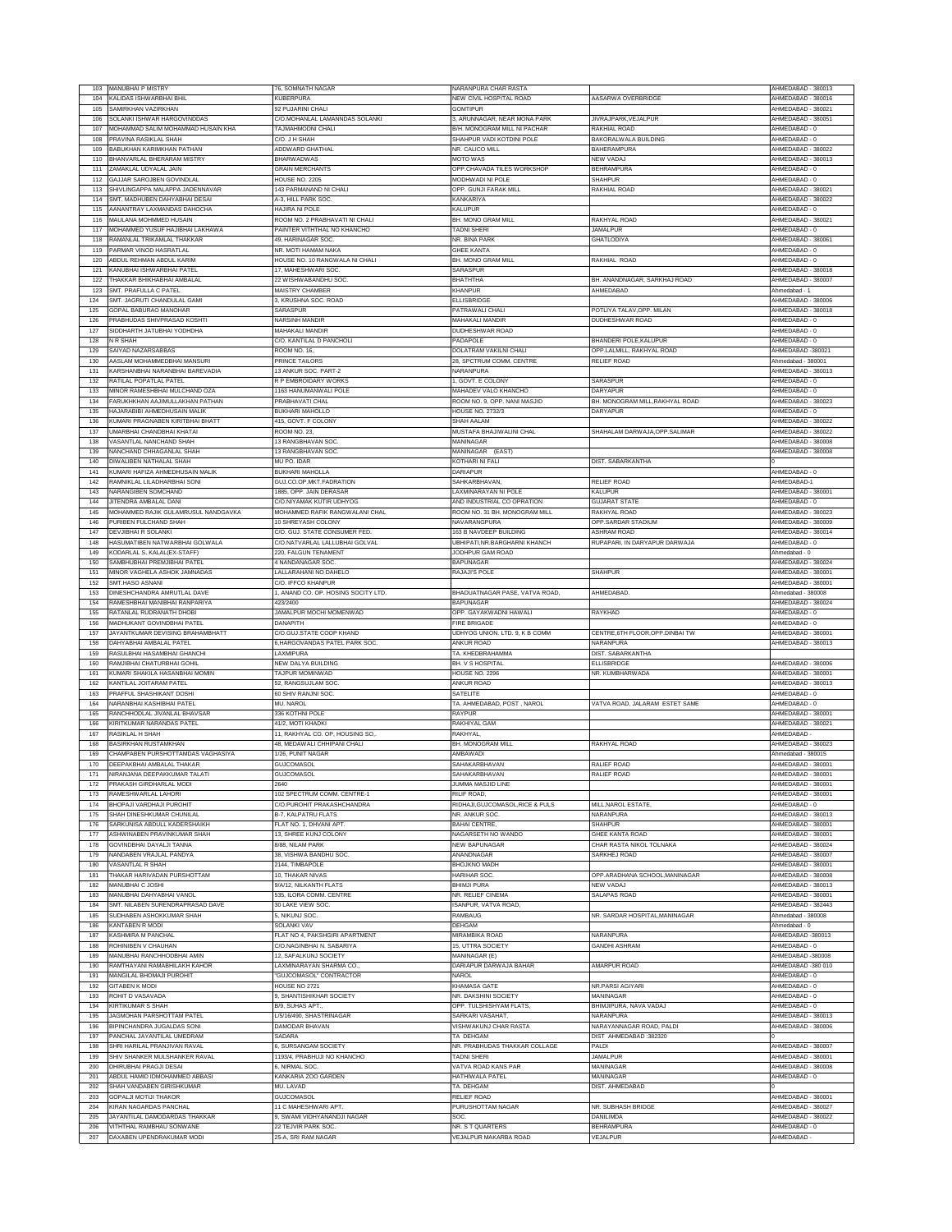| 103 | MANUBHAI P MISTRY | 76, SOMNATH NAGAR | NARANPURA CHAR RASTA | | AHMEDABAD - 380013 |
|---|---|---|---|---|---|
| 104 | KALIDAS ISHWARBHAI BHIL | KUBERPURA | NEW CIVIL HOSPITAL ROAD | AASARWA OVERBRIDGE | AHMEDABAD - 380016 |
| 105 | SAMIRKHAN VAZIRKHAN | 92 PUJARINI CHALI | GOMTIPUR | | AHMEDABAD - 380021 |
| 106 | SOLANKI ISHWAR HARGOVINDDAS | C/O.MOHANLAL LAMANNDAS SOLANKI | 3, ARUNNAGAR, NEAR MONA PARK | JIVRAJPARK,VEJALPUR | AHMEDABAD - 380051 |
| 107 | MOHAMMAD SALIM MOHAMMAD HUSAIN KHA | TAJMAHMODNI CHALI | B/H. MONOGRAM MILL NI PACHAR | RAKHIAL ROAD | AHMEDABAD - 0 |
| 108 | PRAVINA RASIKLAL SHAH | C/O. J H SHAH | SHAHPUR VADI KOTDINI POLE | BAKORALWALA BUILDING | AHMEDABAD - 0 |
| 109 | BABUKHAN KARIMKHAN PATHAN | ADDWARD GHATHAL | NR. CALICO MILL | BAHERAMPURA | AHMEDABAD - 380022 |
| 110 | BHANVARLAL BHERARAM MISTRY | BHARWADWAS | MOTO WAS | NEW VADAJ | AHMEDABAD - 380013 |
| 111 | ZAMAKLAL UDYALAL JAIN | GRAIN MERCHANTS | OPP.CHAVADA TILES WORKSHOP | BEHRAMPURA | AHMEDABAD - 0 |
| 112 | GAJJAR SAROJBEN GOVINDLAL | HOUSE NO. 2205 | MODHWADI NI POLE | SHAHPUR | AHMEDABAD - 0 |
| 113 | SHIVLINGAPPA MALAPPA JADENNAVAR | 143 PARMANAND NI CHALI | OPP. GUNJI FARAK MILL | RAKHIAL ROAD | AHMEDABAD - 380021 |
| 114 | SMT. MADHUBEN DAHYABHAI DESAI | A-3, HILL PARK SOC. | KANKARIYA | | AHMEDABAD - 380022 |
| 115 | AANANTRAY LAXMANDAS DAHOCHA | HAJIRA NI POLE | KALUPUR | | AHMEDABAD - 0 |
| 116 | MAULANA MOHMMED HUSAIN | ROOM NO. 2 PRABHAVATI NI CHALI | BH. MONO GRAM MILL | RAKHYAL ROAD | AHMEDABAD - 380021 |
| 117 | MOHAMMED YUSUF HAJIBHAI LAKHAWA | PAINTER VITHTHAL NO KHANCHO | TADNI SHERI | JAMALPUR | AHMEDABAD - 0 |
| 118 | RAMANLAL TRIKAMLAL THAKKAR | 49, HARINAGAR SOC. | NR. BINA PARK | GHATLODIYA | AHMEDABAD - 380061 |
| 119 | PARMAR VINOD HASRATLAL | NR. MOTI HAMAM NAKA | GHEE KANTA | | AHMEDABAD - 0 |
| 120 | ABDUL REHMAN ABDUL KARIM | HOUSE NO. 10 RANGWALA NI CHALI | BH. MONO GRAM MILL | RAKHIAL ROAD | AHMEDABAD - 0 |
| 121 | KANUBHAI ISHWARBHAI PATEL | 17, MAHESHWARI SOC. | SARASPUR | | AHMEDABAD - 380018 |
| 122 | THAKKAR BHIKHABHAI AMBALAL | 22 WISHWABANDHU SOC. | BHATHTHA | BH. ANANDNAGAR, SARKHAJ ROAD | AHMEDABAD - 380007 |
| 123 | SMT. PRAFULLA C PATEL | MAISTRY CHAMBER | KHANPUR | AHMEDABAD | Ahmedabad - 1 |
| 124 | SMT. JAGRUTI CHANDULAL GAMI | 3, KRUSHNA SOC. ROAD | ELLISBRIDGE | | AHMEDABAD - 380006 |
| 125 | GOPAL BABURAO MANOHAR | SARASPUR | PATRAWALI CHALI | POTLIYA TALAV,OPP. MILAN | AHMEDABAD - 380018 |
| 126 | PRABHUDAS SHIVPRASAD KOSHTI | NARSINH MANDIR | MAHAKALI MANDIR | DUDHESHWAR ROAD | AHMEDABAD - 0 |
| 127 | SIDDHARTH JATUBHAI YODHDHA | MAHAKALI MANDIR | DUDHESHWAR ROAD | | AHMEDABAD - 0 |
| 128 | N R SHAH | C/O. KANTILAL D PANCHOLI | PADAPOLE | BHANDERI POLE,KALUPUR | AHMEDABAD - 0 |
| 129 | SAIYAD NAZARSABBAS | ROOM NO. 16, | DOLATRAM VAKILNI CHALI | OPP.LALMILL, RAKHYAL ROAD | AHMEDABAD -380021 |
| 130 | AASLAM MOHAMMEDBHAI MANSURI | PRINCE TAILORS | 28, SPCTRUM COMM. CENTRE | RELIEF ROAD | Ahmedabad - 380001 |
| 131 | KARSHANBHAI NARANBHAI BAREVADIA | 13 ANKUR SOC. PART-2 | NARANPURA | | AHMEDABAD - 380013 |
| 132 | RATILAL POPATLAL PATEL | R P EMBROIDARY WORKS | 1, GOVT. E COLONY | SARASPUR | AHMEDABAD - 0 |
| 133 | MINOR RAMESHBHAI MULCHAND OZA | 1163 HANUMANWALI POLE | MAHADEV VALO KHANCHO | DARYAPUR | AHMEDABAD - 0 |
| 134 | FARUKHKHAN AAJIMULLAKHAN PATHAN | PRABHAVATI CHAL | ROOM NO. 9, OPP. NANI MASJID | BH. MONOGRAM MILL,RAKHYAL ROAD | AHMEDABAD - 380023 |
| 135 | HAJARABIBI AHMEDHUSAIN MALIK | BUKHARI MAHOLLO | HOUSE NO. 2732/3 | DARYAPUR | AHMEDABAD - 0 |
| 136 | KUMARI PRAGNABEN KIRITBHAI BHATT | 415, GOVT. F COLONY | SHAH AALAM | | AHMEDABAD - 380022 |
| 137 | UMARBHAI CHANDBHAI KHATAI | ROOM NO. 23, | MUSTAFA BHAJIWALINI CHAL | SHAHALAM DARWAJA,OPP.SALIMAR | AHMEDABAD - 380022 |
| 138 | VASANTLAL NANCHAND SHAH | 13 RANGBHAVAN SOC. | MANINAGAR | | AHMEDABAD - 380008 |
| 139 | NANCHAND CHHAGANLAL SHAH | 13 RANGBHAVAN SOC. | MANINAGAR (EAST) | | AHMEDABAD - 380008 |
| 140 | DIWALIBEN NATHALAL SHAH | MU PO. IDAR | KOTHARI NI FALI | DIST. SABARKANTHA | 0 |
| 141 | KUMARI HAFIZA AHMEDHUSAIN MALIK | BUKHARI MAHOLLA | DARIAPUR | | AHMEDABAD - 0 |
| 142 | RAMNIKLAL LILADHARBHAI SONI | GUJ.CO.OP.MKT.FADRATION | SAHKARBHAVAN, | RELIEF ROAD | AHMEDABAD-1 |
| 143 | NARANGIBEN SOMCHAND | 1885, OPP. JAIN DERASAR | LAXMINARAYAN NI POLE | KALUPUR | AHMEDABAD - 380001 |
| 144 | JITENDRA AMBALAL DANI | C/O.NIYAMAK KUTIR UDHYOG | AND INDUSTRIAL CO OPRATION | GUJARAT STATE | AHMEDABAD - 0 |
| 145 | MOHAMMED RAJIK GULAMRUSUL NANDGAVKA | MOHAMMED RAFIK RANGWALANI CHAL | ROOM NO. 31 BH. MONOGRAM MILL | RAKHYAL ROAD | AHMEDABAD - 380023 |
| 146 | PURIBEN FULCHAND SHAH | 10 SHREYASH COLONY | NAVARANGPURA | OPP.SARDAR STADIUM | AHMEDABAD - 380009 |
| 147 | DEVJIBHAI R SOLANKI | C/O. GUJ. STATE CONSUMER FED. | 163 B NAVDEEP BUILDING | ASHRAM ROAD | AHMEDABAD - 380014 |
| 148 | HASUMATIBEN NATWARBHAI GOLWALA | C/O.NATVARLAL LALLUBHAI GOLVAL | UBHIPATI,NR.BARGHARNI KHANCH | RUPAPARI, IN DARYAPUR DARWAJA | AHMEDABAD - 0 |
| 149 | KODARLAL S. KALAL(EX-STAFF) | 220, FALGUN TENAMENT | JODHPUR GAM ROAD | | Ahmedabad - 0 |
| 150 | SAMBHUBHAI PREMJIBHAI PATEL | 4 NANDANAGAR SOC. | BAPUNAGAR | | AHMEDABAD - 380024 |
| 151 | MINOR VAGHELA ASHOK JAMNADAS | LALLARAHANI NO DAHELO | RAJAJI'S POLE | SHAHPUR | AHMEDABAD - 380001 |
| 152 | SMT.HASO ASNANI | C/O. IFFCO KHANPUR | | | AHMEDABAD - 380001 |
| 153 | DINESHCHANDRA AMRUTLAL DAVE | 1, ANAND CO. OP. HOSING SOCITY LTD. | BHADUATNAGAR PASE, VATVA ROAD, | AHMEDABAD. | Ahmedabad - 380008 |
| 154 | RAMESHBHAI MANIBHAI RANPARIYA | 423/2400 | BAPUNAGAR | | AHMEDABAD - 380024 |
| 155 | RATANLAL RUDRANATH DHOBI | JAMALPUR MOCHI MOMENWAD | OPP. GAYAKWADNI HAWALI | RAYKHAD | AHMEDABAD - 0 |
| 156 | MADHUKANT GOVINDBHAI PATEL | DANAPITH | FIRE BRIGADE | | AHMEDABAD - 0 |
| 157 | JAYANTKUMAR DEVISING BRAHAMBHATT | C/O.GUJ.STATE COOP KHAND | UDHYOG UNION. LTD. 9, K B COMM | CENTRE,6TH FLOOR,OPP.DINBAI TW | AHMEDABAD - 380001 |
| 158 | DAHYABHAI AMBALAL PATEL | 6,HARGOVANDAS PATEL PARK SOC. | ANKUR ROAD | NARANPURA | AHMEDABAD - 380013 |
| 159 | RASULBHAI HASAMBHAI GHANCHI | LAXMIPURA | TA. KHEDBRAHAMMA | DIST. SABARKANTHA | |
| 160 | RAMJIBHAI CHATURBHAI GOHIL | NEW DALYA BUILDING | BH. V S HOSPITAL | ELLISBRIDGE | AHMEDABAD - 380006 |
| 161 | KUMARI SHAKILA HASANBHAI MOMIN | TAJPUR MOMINWAD | HOUSE NO. 2296 | NR. KUMBHARWADA | AHMEDABAD - 380001 |
| 162 | KANTILAL JOITARAM PATEL | 52, RANGSUJLAM SOC. | ANKUR ROAD | | AHMEDABAD - 380013 |
| 163 | PRAFFUL SHASHIKANT DOSHI | 60 SHIV RANJNI SOC. | SATELITE | | AHMEDABAD - 0 |
| 164 | NARANBHAI KASHIBHAI PATEL | MU. NAROL | TA. AHMEDABAD, POST , NAROL | VATVA ROAD, JALARAM ESTET SAME | AHMEDABAD - 0 |
| 165 | RANCHHODLAL JIVANLAL BHAVSAR | 336 KOTHNI POLE | RAYPUR | | AHMEDABAD - 380001 |
| 166 | KIRITKUMAR NARANDAS PATEL | 41/2, MOTI KHADKI | RAKHIYAL GAM | | AHMEDABAD - 380021 |
| 167 | RASIKLAL H SHAH | 11, RAKHYAL CO. OP. HOUSING SO., | RAKHYAL, | | AHMEDABAD - |
| 168 | BASIRKHAN RUSTAMKHAN | 48, MEDAWALI CHHIPANI CHALI | BH. MONOGRAM MILL | RAKHYAL ROAD | AHMEDABAD - 380023 |
| 169 | CHAMPABEN PURSHOTTAMDAS VAGHASIYA | 1/26, PUNIT NAGAR | AMBAWADI | | Ahmedabad - 380015 |
| 170 | DEEPAKBHAI AMBALAL THAKAR | GUJCOMASOL | SAHAKARBHAVAN | RALIEF ROAD | AHMEDABAD - 380001 |
| 171 | NIRANJANA DEEPAKKUMAR TALATI | GUJCOMASOL | SAHAKARBHAVAN | RALIEF ROAD | AHMEDABAD - 380001 |
| 172 | PRAKASH GIRDHARLAL MODI | 2640 | JUMMA MASJID LINE | | AHMEDABAD - 380001 |
| 173 | RAMESHWARLAL LAHORI | 102 SPECTRUM COMM. CENTRE-1 | RILIF ROAD, | | AHMEDABAD - 380001 |
| 174 | BHOPAJI VARDHAJI PUROHIT | C/O.PUROHIT PRAKASHCHANDRA | RIDHAJI,GUJCOMASOL,RICE & PULS | MILL,NAROL ESTATE, | AHMEDABAD - 0 |
| 175 | SHAH DINESHKUMAR CHUNILAL | B-7, KALPATRU FLATS | NR. ANKUR SOC. | NARANPURA | AHMEDABAD - 380013 |
| 176 | SARKUNISA ABDULL KADERSHAIKH | FLAT NO. 1, DHVANI APT. | BAHAI CENTRE, | SHAHPUR | AHMEDABAD - 380001 |
| 177 | ASHWINABEN PRAVINKUMAR SHAH | 13, SHREE KUNJ COLONY | NAGARSETH NO WANDO | GHEE KANTA ROAD | AHMEDABAD - 380001 |
| 178 | GOVINDBHAI DAYALJI TANNA | 8/88, NILAM PARK | NEW BAPUNAGAR | CHAR RASTA NIKOL TOLNAKA | AHMEDABAD - 380024 |
| 179 | NANDABEN VRAJLAL PANDYA | 38, VISHWA BANDHU SOC. | ANANDNAGAR | SARKHEJ ROAD | AHMEDABAD - 380007 |
| 180 | VASANTLAL R SHAH | 2144, TIMBAPOLE | BHOJKNO MADH | | AHMEDABAD - 380001 |
| 181 | THAKAR HARIVADAN PURSHOTTAM | 10, THAKAR NIVAS | HARIHAR SOC. | OPP.ARADHANA SCHOOL,MANINAGAR | AHMEDABAD - 380008 |
| 182 | MANUBHAI C JOSHI | 9/A/12, NILKANTH FLATS | BHIMJI PURA | NEW VADAJ | AHMEDABAD - 380013 |
| 183 | MANUBHAI DAHYABHAI VANOL | 535, ILORA COMM. CENTRE | NR. RELIEF CINEMA | SALAPAS ROAD | AHMEDABAD - 380001 |
| 184 | SMT. NILABEN SURENDRAPRASAD DAVE | 30 LAKE VIEW SOC. | ISANPUR, VATVA ROAD, | | AHMEDABAD - 382443 |
| 185 | SUDHABEN ASHOKKUMAR SHAH | 5, NIKUNJ SOC. | RAMBAUG | NR. SARDAR HOSPITAL,MANINAGAR | Ahmedabad - 380008 |
| 186 | KANTABEN R MODI | SOLANKI VAV | DEHGAM | | Ahmedabad - 0 |
| 187 | KASHMIRA M PANCHAL | FLAT NO 4, PAKSHGIRI APARTMENT | MIRAMBIKA ROAD | NARANPURA | AHMEDABAD -380013 |
| 188 | ROHINIBEN V CHAUHAN | C/O.NAGINBHAI N. SABARIYA | 15, UTTRA SOCIETY | GANDHI ASHRAM | AHMEDABAD - 0 |
| 189 | MANUBHAI RANCHHODBHAI AMIN | 12, SAFALKUNJ SOCIETY | MANINAGAR (E) | | AHMEDABAD -380008 |
| 190 | RAMTHAYANI RAMABHILAKH KAHOR | LAXMINARAYAN SHARMA CO., | DARIAPUR DARWAJA BAHAR | AMARPUR ROAD | AHMEDABAD -380 010 |
| 191 | MANGILAL BHOMAJI PUROHIT | "GUJCOMASOL" CONTRACTOR | NAROL | | AHMEDABAD - 0 |
| 192 | GITABEN K MODI | HOUSE NO 2721 | KHAMASA GATE | NR.PARSI AGIYARI | AHMEDABAD - 0 |
| 193 | ROHIT D VASAVADA | 9, SHANTISHIKHAR SOCIETY | NR. DAKSHINI SOCIETY | MANINAGAR | AHMEDABAD - 0 |
| 194 | KIRTIKUMAR S SHAH | B/9, SUHAS APT., | OPP. TULSHISHYAM FLATS, | BHIMJIPURA, NAVA VADAJ | AHMEDABAD - 0 |
| 195 | JAGMOHAN PARSHOTTAM PATEL | L/5/16/490, SHASTRINAGAR | SARKARI VASAHAT, | NARANPURA | AHMEDABAD - 380013 |
| 196 | BIPINCHANDRA JUGALDAS SONI | DAMODAR BHAVAN | VISHWAKUNJ CHAR RASTA | NARAYANNAGAR ROAD, PALDI | AHMEDABAD - 380006 |
| 197 | PANCHAL JAYANTILAL UMEDRAM | SADARA | TA DEHGAM | DIST AHMEDABAD :382320 | 0 |
| 198 | SHRI HARILAL PRANJIVAN RAVAL | 6, SURSANGAM SOCIETY | NR. PRABHUDAS THAKKAR COLLAGE | PALDI | AHMEDABAD - 380007 |
| 199 | SHIV SHANKER MULSHANKER RAVAL | 1193/4, PRABHUJI NO KHANCHO | TADNI SHERI | JAMALPUR | AHMEDABAD - 380001 |
| 200 | DHIRUBHAI PRAGJI DESAI | 6, NIRMAL SOC. | VATVA ROAD KANS PAR | MANINAGAR | AHMEDABAD - 380008 |
| 201 | ABDUL HAMID IDMOHAMMED ABBASI | KANKARIA ZOO GARDEN | HATHIWALA PATEL | MANINAGAR | AHMEDABAD - 0 |
| 202 | SHAH VANDABEN GIRISHKUMAR | MU. LAVAD | TA. DEHGAM | DIST. AHMEDABAD | 0 |
| 203 | GOPALJI MOTIJI THAKOR | GUJCOMASOL | RELIEF ROAD | | AHMEDABAD - 380001 |
| 204 | KIRAN NAGARDAS PANCHAL | 11 C MAHESHWARI APT. | PURUSHOTTAM NAGAR | NR. SUBHASH BRIDGE | AHMEDABAD - 380027 |
| 205 | JAYANTILAL DAMODARDAS THAKKAR | 9, SWAMI VIDHYANANDJI NAGAR | SOC. | DANILIMDA | AHMEDABAD - 380022 |
| 206 | VITHTHAL RAMBHAU SONWANE | 22 TEJVIR PARK SOC. | NR. S T QUARTERS | BEHRAMPURA | AHMEDABAD - 0 |
| 207 | DAXABEN UPENDRAKUMAR MODI | 25-A, SRI RAM NAGAR | VEJALPUR MAKARBA ROAD | VEJALPUR | AHMEDABAD - |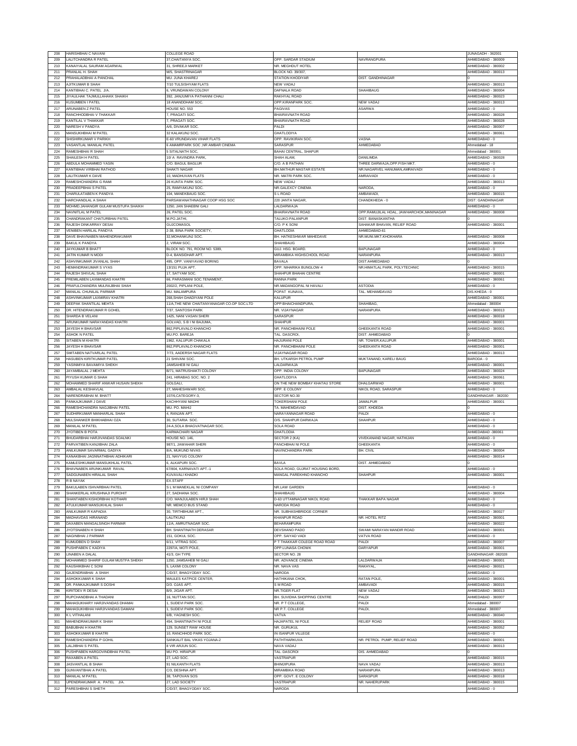| 208 | HARISHBHAI C NAVANI | COLLEGE ROAD | | | JUNAGADH - 362001 |
|---|---|---|---|---|---|
| 209 | LALITCHANDRA R PATEL | 37,CHAITANYA SOC. | OPP. SARDAR STADIUM | NAVRANGPURA | AHMEDABAD - 380009 |
| 210 | KANAIYALAL SAURAM AGARWAL | 31, SHREEJI MARKET | NR. MEGHDUT HOTEL | | AHMEDABAD - 380002 |
| 211 | PRANLAL H. SHAH | M/5, SHASTRINAGAR | BLOCK NO. 39/307, | | AHMEDABAD - 380013 |
| 212 | PRAHALADBHAI A PANCHAL | MU. JUNA KHAREJ | STATION KHODIYAR | DIST. GANDHINAGAR | 0 |
| 213 | AJITKUMAR B SHAH | 7/10 TULSISHYAM FLATS | NEW VADAJ | | AHMEDABAD - 380013 |
| 214 | KANTIBHAI C. PATEL J/A. | 6, VRUNDAWAN COLONY | DAFNALA ROAD | SHAHIBAUG | AHMEDABAD - 380004 |
| 215 | JIYAULHAK TAJMULLAHAKK SHAIKH | 392, JANJUMIYA PATHANNI CHALI | RAKHYAL ROAD | | AHMEDABAD - 380023 |
| 216 | KUSUMBEN I PATEL | 18 ANANDDHAM SOC. | OPP.KIRANPARK SOC. | NEW VADAJ | AHMEDABAD - 380013 |
| 217 | ARUNABEN Z PATEL | HOUSE NO. 553 | PAGIVAS | ASARWA | AHMEDABAD - 0 |
| 218 | RANCHHODBHAI V THAKKAR | 7, PRAGATI SOC. | BHAIRAVNATH ROAD | | AHMEDABAD - 380028 |
| 219 | KANTILAL V THAKKAR | 7, PRAGATI SOC. | BHAIRAVNATH ROAD | | AHMEDABAD - 380028 |
| 220 | NARESH V PANDYA | A/6, DIVAKAR SOC. | PALDI | | AHMEDABAD - 380007 |
| 221 | MANSUKHBHAI M PATEL | 32 KALAKUNJ SOC. | GHATLODIYA | | AHMEDABAD - 380061 |
| 222 | SHISHIRKUMAR V PARIKH | E-60 VRUNDAVAN VIHAR FLATS | OPP. RAVIKIRAN SOC. | VASNA | AHMEDABAD - 0 |
| 223 | VASANTLAL MANILAL PATEL | 6 AMAMRPARK SOC .NR AMBAR CINEMA | SARASPUR | AHMEDABAD | Ahmedabad - 18 |
| 224 | RAMESHBHAI R SHAH | 5 SITALNATH SOC, | BAHAI CENTRAL, SHAPUR | | Ahmedabad - 380001 |
| 225 | SHAILESH H PATEL | 10/ A RAVINDRA PARK, | SHAH ALAM, | DANILIMDA | AHMEDABAD - 380028 |
| 226 | ABDULA MOHAMMED YASIN | C/O. BAGUL BAGLUR | C/O. A B PATHAN | THREE DARWAJA,OPP.FISH MKT. | AHMEDABAD - 0 |
| 227 | KANTIBHAI VIRBHAI RATHOD | SHAKTI NAGAR | BH.MATHUR MASTAR ESTATE | NR.NAGARVEL HANUMAN,AMRAIVADI | AHMEDABAD - 0 |
| 228 | LALITKUMAR K DAVE | 10, MADHUVAN FLATS | NR. MATRI PARK SOC. | AMRAIVADI | AHMEDABAD - 0 |
| 229 | RAMESHCHANDRA G RAMI | 26 KUNTA PARK SOC. | NEW VADAJ | | AHMEDABAD - 380013 |
| 230 | PRADEEPBHAI S PATEL | 25, RAMYAKUNJ SOC. | NR.GALEXCY CINEMA | NARODA, | AHMEDABAD - 0 |
| 231 | CHARULATABEN K PANDYA | 104, MANEKBAUG SOC. | S L ROAD | AMBAWADI, | AHMEDABAD - 380015 |
| 232 | HARCHANDLAL A SHAH | PARSAWANATHNAGAR COOP HSG SOC | 220 JANTA NAGAR, | CHANDKHEDA - 0 | DIST: GANDHINAGAR |
| 233 | MOHMD.JAHANGIR GULAM MUSTUFA SHAIKH | 1250, JAN SHAEBNI GALI | LALDARWAJA | | AHMEDABAD - 0 |
| 234 | NAVNITLAL M PATEL | 26, PATEL SOC. | BHAIRAVNATH ROAD | OPP.RAMUJILAL HOAL, JAWHARCHOK,MANINAGAR | AHMEDABAD - 380008 |
| 235 | CHANDRAKANT CHATURBHAI PATEL | M.PO.JATHI, | TALUKO:PALANPUR | DIST: BANASKANTHA | 0 |
| 236 | RAJESH DINKARRAY DESAI | GUJCOMASOL | C/O. P K SONI | SAHAKAR BHAVAN, RELIEF ROAD | AHMEDABAD - 380001 |
| 237 | VENIBEN HARILAL PANDYA | 2-38, BINA PARK SOCIETY, | GHATLODIA | AHMEDABAD-61 | |
| 238 | DAVE BHAVNABEN MAHENDRAKUMAR | 32,MOHANKUNJ SOC. | BH. HATKESHWAR MAHEDAVE | NR.MUNI.MKT.KHOKHARA | AHMEDABAD - 380008 |
| 239 | BAKUL K PANDYA | 2, VIRAM SOC. | SHAHIBAUG | | AHMEDABAD - 380004 |
| 240 | JAYKUMAR B BHATT | BLOCK NO. 791, ROOM NO. 5389, | GUJ. HSG. BOARD. | BAPUNAGAR | AHMEDABAD - 0 |
| 241 | JATIN KUMAR N MODI | D-4, BANSIDHAR APT. | MIRAMBIKA HIGHSCHOOL ROAD | NARANPURA | AHMEDABAD - 380013 |
| 242 | ASHVINKUMAR JIVANLAL SHAH | 495, OPP. VANIYAVAD BORING | BAVALA | DIST:AHMEDABAD | 0 |
| 243 | HEMANDRAKUMAR S VYAS | 13/151 PUJA APT. | OPP. NIHARIKA BUNGLOW-4 | NR.HIMATLAL PARK, POLYTECHNIC | AHMEDABAD - 380015 |
| 244 | RAJESH SHIVLAL SHAH | 17, SATYAM SOC. | SHAHPUR BHAHAI CENTRE | | AHMEDABAD - 380001 |
| 245 | PREMILABEN LAXMANDAS KHATRI | 66, PARASMANI SOC.TENAMENT, | RANNA PARK | | AHMEDABAD - 380061 |
| 246 | PRAFULCHANDRA MULRAJBHAI SHAH | 2002/2, PIPLANI POLE, | NR.MADANGOPAL NI HAVALI | ASTODIA | AHMEDABAD - 0 |
| 247 | MANILAL CHUNILAL PARMAR | MU. MALAMPURA | POPAT KUNAVA, | TAL. MEHAMDAVAD | DIS.KHEDA - 0 |
| 248 | ASHVINKUMAR LAXMIRAV KHATRI | 268,SHAH GHADIYANI POLE | KALUPUR | | AHMEDABAD - 380001 |
| 249 | DEEPAK SHANTILAL MEHTA | 11/A,THE NEW CHAITANYANAGAR CO.OP SOC.LTD | OPP:BHAICHANDPURA, | SHAHIBAG, | Ahmedabad - 380004 |
| 250 | DR. HITENDRAKUMAR R GOHEL | 7/37, SANTOSH PARK | NR. VIJAYNAGAR | NARANPURA | AHMEDABAD - 380013 |
| 251 | SHARDA B VELANI | 1425, NANI VASAN SHERI | SARASPUR | | AHMEDABAD - 380018 |
| 252 | ARUNKUMAR NARAYANDAS KHATRI | GOLVAD, S B I NI BAJUMA, | SHAHPUR | | AHMEDABAD - 380001 |
| 253 | JAYESH H BHAVSAR | 862,PIPLAVALO KHANCHO | NR. PANCHBHAINI POLE | GHEEKANTA ROAD | AHMEDABAD - 380001 |
| 254 | ASHOK N PATEL | MU.PO. BAREJA | TAL. DASCROI, | DIST: AHMEDABAD | 0 |
| 255 | SITABEN M KHATRI | 1962, KALUPUR CHAKALA | HAJURANI POLE | NR. TOWER,KALUPUR | AHMEDABAD - 380001 |
| 256 | JAYESH H BHAVSAR | 862,PIPLAVALO KHANCHO | NR. PANCHBHAINI POLE | GHEEKANTA ROAD | AHMEDABAD - 380001 |
| 257 | SMITABEN NATVARLAL PATEL | 7/73, AADERSH NAGAR FLATS | VIJAYNAGAR ROAD | | AHMEDABAD - 380013 |
| 258 | HASUBEN KIRITKUMAR PATEL | 21 SHIVANI SOC. | BH. UTKARSH PETROL PUMP | MUKTANAND, KARELI BAUG | BARODA - 0 |
| 259 | YASINMIYA BAVAMIYA SHEKH | JAMSAHEB NI GALI | LALDARWAJA | | AHMEDABAD - 380001 |
| 260 | JAYAMBALAL J MEHTA | B/71, MATRUSHAKTI COLONY | OPP. INDIA COLONY | BAPUNAGAR | AHMEDABAD - 380024 |
| 261 | PIYUSH KUMAR G SHAH | 241, HIRABAG SOC. NO. 2 | GHATLODIYA | | AHMEDABAD - 380061 |
| 262 | MOHAMMED SHARIF ANWAR HUSAIN SHEKH | GOLGALI, | ON THE NEW BOMBAY KHATAU STORE | DHALGARWAD | AHMEDABAD - 380001 |
| 263 | AMBALAL KESHAVLAL | 27, MAHESHWARI SOC. | OPP. E COLONY | NIKOL ROAD, SARASPUR | AHMEDABAD - 0 |
| 264 | NARENDRABHAI M. BHATT | 107/6,CATEGORY-3, | SECTOR NO.30 | | GANDHINAGAR - 382030 |
| 265 | PANKAJKUMAR J DAVE | KACHHYANI MADHI | TOKERSHANI POLE | JAMALPUR | AHMEDABAD - 380001 |
| 266 | RAMESHCHANDRA NAGJIBHAI PATEL | MU. PO. MAHIJ | TA. MAHEMDAVAD | DIST. KHDEDA | 0 |
| 267 | SUDHIRKUMAR MANHARLAL SHAH | 4, RANJAN APT. | NARAYANNAGAR ROAD | PALDI | AHMEDABAD - 0 |
| 268 | MULSHANKER BHIKHABHAI OZA | 30, SUTARIA SOC. | O/S. SHAHPUR DARWAJA | SHAHPUR | AHMEDABAD - 0 |
| 269 | MANILAL M PATEL | 24-A,SOLA BHAGVATNAGAR SOC. | SOLA ROAD | | AHMEDABAD - 0 |
| 270 | JYOTIBEN B POTA | KARMACHARI NAGAR | GHATLODIA | | AHMEDABAD -380061 |
| 271 | BHUDARBHAI HARJIVANDAS SOALNKI | HOUSE NO. 146, | SECTOR 2 (KA) | VIVEKANAND NAGAR, HATHIJAN | AHMEDABAD - 0 |
| 272 | PARVATIBEN KANJIBHAI ZALA | 987/1, JAWAHAR SHERI | PANCHBHAI NI POLE | GHEEKANTA | AHMEDABAD - 0 |
| 273 | ANILKUMAR SAVARMAL GADIYA | 8/A, MUKUND NIVAS | NAVINCHANDRA PARK | BH. CIVIL | AHMEDABAD - 380004 |
| 274 | KANAKBHAI JAGNNATHBHAI ADHIKARI | 21, NAVYUG COLONY | | | AHMEDABAD - 380014 |
| 275 | KAMLESHKUMAR MANSUKHLAL PATEL | 6, ALKAPURI SOC. | BAVLA | DIST. AHMEDABAD | 0 |
| 276 | BHAVNABEN ARUNKUMAR RAVAL | 67/804, KARNAVATI APT.-1 | SOLA ROAD, GUJRAT HOUSING BORD, | | AHMEDABAD - 0 |
| 277 | SADGUNABEN HIRALAL SHAH | KUVAVALI KHADKI | MANGAL PAREKHNO KHANCHO | SHAHPUR | AHMEDABAD - 380001 |
| 278 | R B NAYAK | EX.STAFF | | | |
| 279 | BAKULABEN ISHVARBHAI PATEL | S L M MANEKLAL NI COMPANY | NR.LAW GARDEN | | AHMEDABAD - 0 |
| 280 | SHANKERLAL KRUSHNAJI PUROHIT | 27, SADHANA SOC. | SHAHIBAUG | | AHMEDABAD - 380004 |
| 281 | SHANTABEN KISHORBHAI KOTHARI | C/O. MANJULABEN HIRJI SHAH | D-63 UTTAMNAGAR NIKOL ROAD | THAKKAR BAPA NAGAR | AHMEDABAD - 0 |
| 282 | ATULKUMAR MANSUKHLAL SHAH | NR. MEMCO BUS STAND | NARODA ROAD | | AHMEDABAD - 0 |
| 283 | ANILKUMAR R KAPADIA | 30, TIRTHBHUMI APT., | NR. SUBHASHBRIDGE CORNER | | AHMEDABAD - 380027 |
| 284 | MADHAVDAS HIRANAND | LALITKUNJ | KHANPUR ROAD | NR. HOTEL RITZ | AHMEDABAD - 380001 |
| 285 | DAXABEN MANGALSINGH PARMAR | 11/A, AMRUTNAGAR SOC. | BEHARAMPURA | | AHMEDABAD - 380022 |
| 286 | JYOTSNABEN H SHAH | BH. SHANTINATH DERASAR | DEVSHANO PADO | SWAMI NARAYAN MANDIR ROAD | AHMEDABAD - 380001 |
| 287 | NAGINBHAI J PARMAR | 151, GOKUL SOC. | OPP. SAIYAD VADI | VATVA ROAD | AHMEDABAD - 0 |
| 288 | KUMUDBEN D SHAH | 6/11, VITRAG SOC. | P T THAKKAR COLEGE ROAD ROAD | PALDI | AHMEDABAD - 380007 |
| 289 | PUSHPABEN C KADIYA | 2297/A, MOTI POLE, | OPP.LUNASA CHOWK | DARYAPUR | AHMEDABAD - 380001 |
| 290 | LINABEN A DALAL | 41/3, GH TYPE | SECTOR NO. 28 | | GANDHINAGAR -382028 |
| 291 | MOHAMMED SHARIF GULAM MUSTFA SHEKH | 1250, JAMSAHEB NI GALI | NR. ADVANCE CINEMA | LALDARWAJA | AHMEDABAD - 380001 |
| 292 | KAUSHIKBHAI C SONI | 5, LAXMI COLONY | NR. NAVA VAS | RAKHYAL, | AHMEDABAD - 380021 |
| 293 | GAJENDRABHAI A SHAH | C/D/37, BHAGYODAY SOC. | NARODA | | AHMEDABAD - 0 |
| 294 | ASHOKKUMAR K SHAH | MAULES KATPICE CENTER, | HATHIKANA CHOK, | RATAN POLE, | AHMEDABAD - 380001 |
| 295 | DR. PANKAJKUMAR S DOSHI | D/3, OJAS APT. | S M ROAD | AMBAVADI | AHMEDABAD - 380015 |
| 296 | KIRITDEV R DESAI | B/9, JIGAR APT. | NR.TIGER FLAT | NEW VADAJ | AHMEDABAD - 380013 |
| 297 | RUPCHANDBHAI A THADANI | 16, NUTTAN SOC. | BH. SUVIDHA SHOPPING CENTRE | PALDI | AHMEDABAD - 380007 |
| 298 | MAHASUKHARY HARJIVANDAS DHAMAI | 1, SUDEVI PARK SOC. | NR. P T COLLEGE, | PALDI | Ahmedabad - 380007 |
| 299 | MAHASUKHBHAI HARJIVANDAS DAMANI | 1, SUDEVI PARK SOC. | NR P.T. COLLEGE | PALDI, | Ahmedabad - 380007 |
| 300 | K L VITHALANI | 6/B, YAGNESH SOC. | VATVA | | AHMEDABAD - 380040 |
| 301 | MAHENDRAKUMAR K SHAH | 454, SHANTINATH NI POLE | HAJAPATEL NI POLE | RELIEF ROAD | AHMEDABAD - 380001 |
| 302 | BABUBHAI H KHATRI | 129, SUNSET RAW HOUSE | NR. GURUKUL | | AHMEDABAD - 380052 |
| 303 | ASHOKKUMAR B KHATRI | 10, RANCHHOD PARK SOC. | IN ISANPUR VILLEGE | | AHMEDABAD - 0 |
| 304 | RAMESHCHANDRA P GOHIL | SANKALIT BAL VIKAS YOJANA-2 | PATHTHARKUVA | NR. PETROL PUMP, RELIEF ROAD | AHMEDABAD - 380001 |
| 305 | LALJIBHAI S PATEL | 8 VIR ARJUN SOC. | NAVA VADAJ | | AHMEDABAD - 380013 |
| 306 | PUSHPABEN HARGOVINDBHAI PATEL | MU PO. HIRAPUR | TAL. DASCROI | DIS. AHMEDABAD | 0 |
| 307 | RAXABEN A PATEL | 27, LAD SOC. | VASTRAPUR | | AHMEDABAD - 380015 |
| 308 | JASVANTLAL B SHAH | 91 NILKANTH FLATS | BHIMJIPURA | NAVA VADAJ | AHMEDABAD - 380013 |
| 309 | GUNVANTBHAI A PATEL | C/3, DESHNA APT. | MIRAMBIKA ROAD | NARANPURA | AHMEDABAD - 380013 |
| 310 | MANILAL M PATEL | 38, TAPOVAN SOS | OPP. GOVT. E COLONY | SARASPUR | AHMEDABAD - 380018 |
| 311 | UPENDRAKUMAR A. PATEL J/A. | 27, LAD SOCIETY | VASTRAPUR | NR. NAHERUPARK | AHMEDABAD - 380015 |
| 312 | PARESHBHAI S SHETH | C/D/37, BHAGYODAY SOC. | NARODA | | AHMEDABAD - 0 |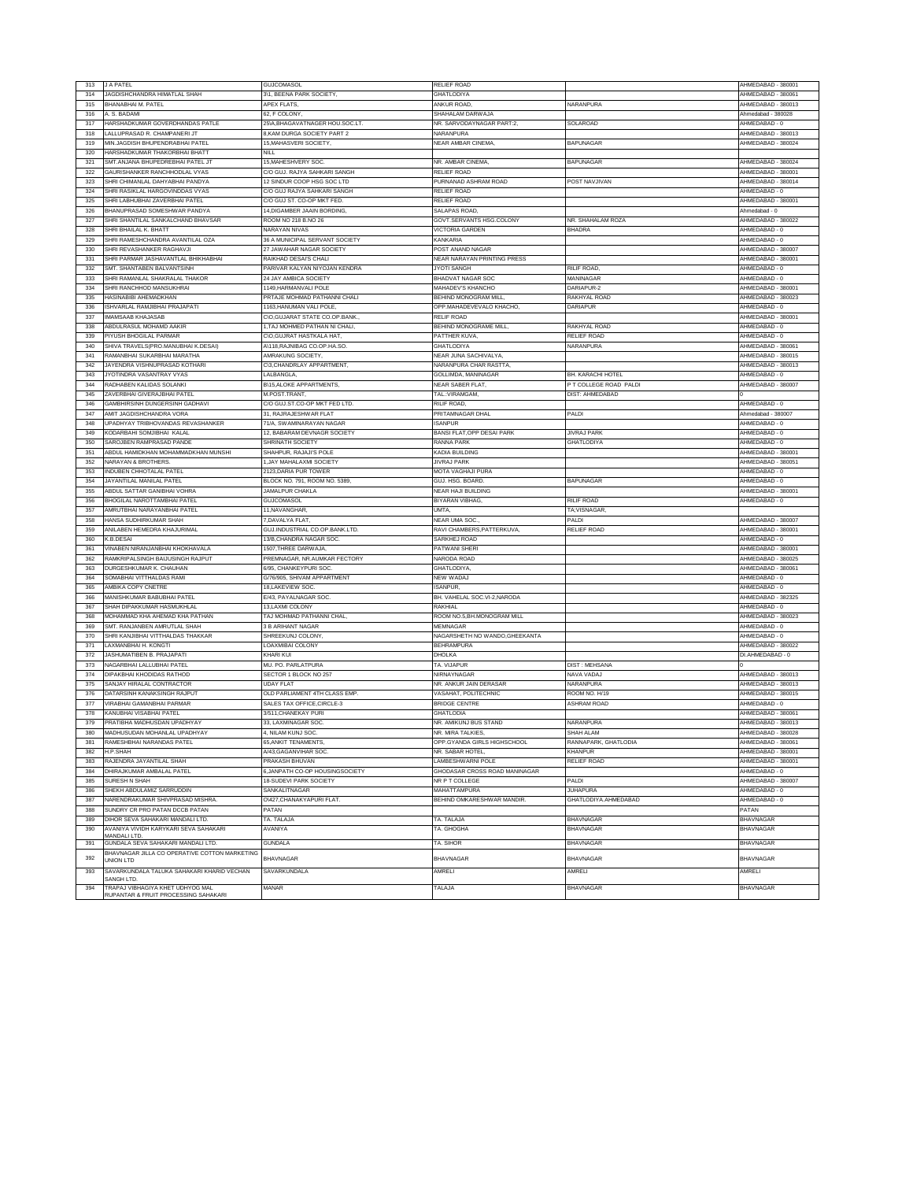| | | | | | |
|---|---|---|---|---|---|
| 313 | J A PATEL | GUJCOMASOL | RELIEF ROAD | | AHMEDABAD - 380001 |
| 314 | JAGDISHCHANDRA HIMATLAL SHAH | 3\1, BEENA PARK SOCIETY, | GHATLODIYA | | AHMEDABAD - 380061 |
| 315 | BHANABHAI M. PATEL | APEX FLATS, | ANKUR ROAD, | NARANPURA | AHMEDABAD - 380013 |
| 316 | A. S. BADAMI | 62, F COLONY, | SHAHALAM DARWAJA | | Ahmedabad - 380028 |
| 317 | HARSHADKUMAR GOVERDHANDAS PATLE | 25\A,BHAGAVATNAGER HOU.SOC.LT. | NR. SARVODAYNAGAR PART:2, | SOLAROAD | AHMEDABAD - 0 |
| 318 | LALLUPRASAD R. CHAMPANERI JT | 8,KAM DURGA SOCIETY PART 2 | NARANPURA | | AHMEDABAD - 380013 |
| 319 | MIN.JAGDISH BHUPENDRABHAI PATEL | 15,MAHASVERI SOCIETY, | NEAR AMBAR CINEMA, | BAPUNAGAR | AHMEDABAD - 380024 |
| 320 | HARSHADKUMAR THAKORBHAI BHATT | NILL | | | |
| 321 | SMT.ANJANA BHUPEDREBHAI PATEL JT | 15,MAHESHVERY SOC. | NR. AMBAR CINEMA, | BAPUNAGAR | AHMEDABAD - 380024 |
| 322 | GAURISHANKER RANCHHODLAL VYAS | C/O GUJ. RAJYA SAHKARI SANGH | RELIEF ROAD | | AHMEDABAD - 380001 |
| 323 | SHRI CHIMANLAL DAHYABHAI PANDYA | 12 SINDUR COOP HSG SOC LTD | PURNANAD ASHRAM ROAD | POST NAVJIVAN | AHMEDABAD - 380014 |
| 324 | SHRI RASIKLAL HARGOVINDDAS VYAS | C/O GUJ RAJYA SAHKARI SANGH | RELIEF ROAD | | AHMEDABAD - 0 |
| 325 | SHRI LABHUBHAI ZAVERBHAI PATEL | C/O GUJ ST. CO-OP MKT FED. | RELIEF ROAD | | AHMEDABAD - 380001 |
| 326 | BHANUPRASAD SOMESHWAR PANDYA | 14,DIGAMBER JAAIN BORDING, | SALAPAS ROAD, | | Ahmedabad - 0 |
| 327 | SHRI SHANTILAL SANKALCHAND BHAVSAR | ROOM NO 218 B.NO 26 | GOVT.SERVANTS HSG.COLONY | NR. SHAHALAM ROZA | AHMEDABAD - 380022 |
| 328 | SHRI BHAILAL K. BHATT | NARAYAN NIVAS | VICTORIA GARDEN | BHADRA | AHMEDABAD - 0 |
| 329 | SHRI RAMESHCHANDRA AVANTILAL OZA | 36 A MUNICIPAL SERVANT SOCIETY | KANKARIA | | AHMEDABAD - 0 |
| 330 | SHRI REVASHANKER RAGHAVJI | 27 JAWAHAR NAGAR SOCIETY | POST ANAND NAGAR | | AHMEDABAD - 380007 |
| 331 | SHRI PARMAR JASHAVANTLAL BHIKHABHAI | RAIKHAD DESAI'S CHALI | NEAR NARAYAN PRINTING PRESS | | AHMEDABAD - 380001 |
| 332 | SMT. SHANTABEN BALVANTSINH | PARIVAR KALYAN NIYOJAN KENDRA | JYOTI SANGH | RILIF ROAD, | AHMEDABAD - 0 |
| 333 | SHRI RAMANLAL SHAKRALAL THAKOR | 24 JAY AMBICA SOCIETY | BHADVAT NAGAR SOC | MANINAGAR | AHMEDABAD - 0 |
| 334 | SHRI RANCHHOD MANSUKHRAI | 1149,HARMANVALI POLE | MAHADEV'S KHANCHO | DARIAPUR-2 | AHMEDABAD - 380001 |
| 335 | HASINABIBI AHEMADKHAN | PRTAJE MOHMAD PATHANNI CHALI | BEHIND MONOGRAM MILL, | RAKHYAL ROAD | AHMEDABAD - 380023 |
| 336 | ISHVARLAL RAMJIBHAI PRAJAPATI | 1163,HANUMAN VALI POLE, | OPP.MAHADEVEVALO KHACHO, | DARIAPUR | AHMEDABAD - 0 |
| 337 | IMAMSAAB KHAJASAB | C\O,GUJARAT STATE CO.OP.BANK., | RELIF ROAD | | AHMEDABAD - 380001 |
| 338 | ABDULRASUL MOHAMD AAKIR | 1,TAJ MOHMED PATHAN NI CHALI, | BEHIND MONOGRAME MILL, | RAKHYAL ROAD | AHMEDABAD - 0 |
| 339 | PIYUSH BHOGILAL PARMAR | C\O,GUJRAT HASTKALA HAT, | PATTHER KUVA, | RELIEF ROAD | AHMEDABAD - 0 |
| 340 | SHIVA TRAVELS(PRO.MANUBHAI K.DESAI) | A\118,RAJNIBAG CO.OP.HA.SO. | GHATLODIYA | NARANPURA | AHMEDABAD - 380061 |
| 341 | RAMANBHAI SUKARBHAI MARATHA | AMRAKUNG SOCIETY, | NEAR JUNA SACHIVALYA, | | AHMEDABAD - 380015 |
| 342 | JAYENDRA VISHNUPRASAD KOTHARI | C\3,CHANDRLAY APPARTMENT, | NARANPURA CHAR RASTTA, | | AHMEDABAD - 380013 |
| 343 | JYOTINDRA VASANTRAY VYAS | LALBANGLA, | GOLLIMDA, MANINAGAR | BH. KARACHI HOTEL | AHMEDABAD - 0 |
| 344 | RADHABEN KALIDAS SOLANKI | B\15,ALOKE APPARTMENTS, | NEAR SABER FLAT, | P T COLLEGE ROAD PALDI | AHMEDABAD - 380007 |
| 345 | ZAVERBHAI GIVERAJBHAI PATEL | M.POST.TRANT, | TAL.:VIRAMGAM, | DIST: AHMEDABAD | 0 |
| 346 | GAMBHIRSINH DUNGERSINH GADHAVI | C/O GUJ.ST.CO-OP MKT FED LTD. | RILIF ROAD, | | AHMEDABAD - 0 |
| 347 | AMIT JAGDISHCHANDRA VORA | 31, RAJRAJESHWAR FLAT | PRITAMNAGAR DHAL | PALDI | Ahmedabad - 380007 |
| 348 | UPADHYAY TRIBHOVANDAS REVASHANKER | 71/A, SWAMINARAYAN NAGAR | ISANPUR | | AHMEDABAD - 0 |
| 349 | KODARBAHI SOMJIBHAI KALAL | 12, BABARAM DEVNAGR SOCIETY | BANSI FLAT,OPP DESAI PARK | JIVRAJ PARK | AHMEDABAD - 0 |
| 350 | SAROJBEN RAMPRASAD PANDE | SHRINATH SOCIETY | RANNA PARK | GHATLODIYA | AHMEDABAD - 0 |
| 351 | ABDUL HAMIDKHAN MOHAMMADKHAN MUNSHI | SHAHPUR, RAJAJI'S POLE | KADIA BUILDING | | AHMEDABAD - 380001 |
| 352 | NARAYAN & BROTHERS. | 1,JAY MAHALAXMI SOCIETY | JIVRAJ PARK | | AHMEDABAD - 380051 |
| 353 | INDUBEN CHHOTALAL PATEL | 2123,DARIA PUR TOWER | MOTA VAGHAJI PURA | | AHMEDABAD - 0 |
| 354 | JAYANTILAL MANILAL PATEL | BLOCK NO. 791, ROOM NO. 5389, | GUJ. HSG. BOARD. | BAPUNAGAR | AHMEDABAD - 0 |
| 355 | ABDUL SATTAR GANIBHAI VOHRA | JAMALPUR CHAKLA | NEAR HAJI BUILDING | | AHMEDABAD - 380001 |
| 356 | BHOGILAL NAROTTAMBHAI PATEL | GUJCOMASOL | BIYARAN VIBHAG, | RILIF ROAD | AHMEDABAD - 0 |
| 357 | AMRUTBHAI NARAYANBHAI PATEL | 11,NAVANGHAR, | UMTA, | TA;VISNAGAR, | |
| 358 | HANSA SUDHIRKUMAR SHAH | 7,DAVALYA FLAT, | NEAR UMA SOC., | PALDI | AHMEDABAD - 380007 |
| 359 | ANILABEN HEMEDRA KHAJURIMAL | GUJ.INDUSTRIAL CO.OP.BANK.LTD. | RAVI CHAMBERS,PATTERKUVA, | RELIEF ROAD | AHMEDABAD - 380001 |
| 360 | K.B.DESAI | 13/8,CHANDRA NAGAR SOC. | SARKHEJ ROAD | | AHMEDABAD - 0 |
| 361 | VINABEN NIRANJANBHAI KHOKHAVALA | 1507,THREE DARWAJA, | PATWANI SHERI | | AHMEDABAD - 380001 |
| 362 | RAMKRIPALSINGH BAIJUSINGH RAJPUT | PREMNAGAR, NR.AUMKAR FECTORY | NARODA ROAD | | AHMEDABAD - 380025 |
| 363 | DURGESHKUMAR K. CHAUHAN | 6/95, CHANKEYPURI SOC. | GHATLODIYA, | | AHMEDABAD - 380061 |
| 364 | SOMABHAI VITTHALDAS RAMI | G/76/905, SHIVAM APPARTMENT | NEW WADAJ | | AHMEDABAD - 0 |
| 365 | AMBIKA COPY CNETRE | 18,LAKEVIEW SOC. | ISANPUR, | | AHMEDABAD - 0 |
| 366 | MANISHKUMAR BABUBHAI PATEL | E/43, PAYALNAGAR SOC. | BH. VAHELAL SOC.VI-2,NARODA | | AHMEDABAD - 382325 |
| 367 | SHAH DIPAKKUMAR HASMUKHLAL | 13,LAXMI COLONY | RAKHIAL | | AHMEDABAD - 0 |
| 368 | MOHAMMAD KHA AHEMAD KHA PATHAN | TAJ MOHMAD PATHANNI CHAL, | ROOM NO.5,BH.MONOGRAM MILL | | AHMEDABAD - 380023 |
| 369 | SMT. RANJANBEN AMRUTLAL SHAH | 3 B ARIHANT NAGAR | MEMNAGAR | | AHMEDABAD - 0 |
| 370 | SHRI KANJIBHAI VITTHALDAS THAKKAR | SHREEKUNJ COLONY, | NAGARSHETH NO WANDO,GHEEKANTA | | AHMEDABAD - 0 |
| 371 | LAXMANBHAI H. KONGTI | LOAXMIBAI COLONY | BEHRAMPURA | | AHMEDABAD - 380022 |
| 372 | JASHUMATIBEN B. PRAJAPATI | KHARI KUI | DHOLKA | | DI.AHMEDABAD - 0 |
| 373 | NAGARBHAI LALLUBHAI PATEL | MU. PO. PARLATPURA | TA. VIJAPUR | DIST : MEHSANA | 0 |
| 374 | DIPAKBHAI KHODIDAS RATHOD | SECTOR 1 BLOCK NO 257 | NIRNAYNAGAR | NAVA VADAJ | AHMEDABAD - 380013 |
| 375 | SANJAY HIRALAL CONTRACTOR | UDAY FLAT | NR. ANKUR JAIN DERASAR | NARANPURA | AHMEDABAD - 380013 |
| 376 | DATARSINH KANAKSINGH RAJPUT | OLD PARLIAMENT 4TH CLASS EMP. | VASAHAT, POLITECHNIC | ROOM NO. H/19 | AHMEDABAD - 380015 |
| 377 | VIRABHAI GAMANBHAI PARMAR | SALES TAX OFFICE,CIRCLE-3 | BRIDGE CENTRE | ASHRAM ROAD | AHMEDABAD - 0 |
| 378 | KANUBHAI VISABHAI PATEL | 3/511,CHANEKAY PURI | GHATLODIA | | AHMEDABAD - 380061 |
| 379 | PRATIBHA MADHUSDAN UPADHYAY | 33, LAXMINAGAR SOC. | NR. AMIKUNJ BUS STAND | NARANPURA | AHMEDABAD - 380013 |
| 380 | MADHUSUDAN MOHANLAL UPADHYAY | 4, NILAM KUNJ SOC. | NR. MIRA TALKIES, | SHAH ALAM | AHMEDABAD - 380028 |
| 381 | RAMESHBHAI NARANDAS PATEL | 65,ANKIT TENAMENTS, | OPP.GYANDA GIRLS HIGHSCHOOL | RANNAPARK, GHATLODIA | AHMEDABAD - 380061 |
| 382 | H.P.SHAH | A/43,GAGANVIHAR SOC. | NR. SABAR HOTEL, | KHANPUR | AHMEDABAD - 380001 |
| 383 | RAJENDRA JAYANTILAL SHAH | PRAKASH BHUVAN | LAMBESHWARNI POLE | RELIEF ROAD | AHMEDABAD - 380001 |
| 384 | DHIRAJKUMAR AMBALAL PATEL | 6,JANPATH CO-OP HOUSINGSOCIETY | GHODASAR CROSS ROAD MANINAGAR | | AHMEDABAD - 0 |
| 385 | SURESH N SHAH | 18-SUDEVI PARK SOCIETY | NR P T COLLEGE | PALDI | AHMEDABAD - 380007 |
| 386 | SHEKH ABDULAMIZ SARRUDDIN | SANKALITNAGAR | MAHATTAMPURA | JUHAPURA | AHMEDABAD - 0 |
| 387 | NARENDRAKUMAR SHIVPRASAD MISHRA. | O\427,CHANAKYAPURI FLAT. | BEHIND OMKARESHWAR MANDIR. | GHATLODIYA.AHMEDABAD | AHMEDABAD - 0 |
| 388 | SUNDRY CR PRO PATAN DCCB PATAN | PATAN | | | PATAN |
| 389 | DIHOR SEVA SAHAKARI MANDALI LTD. | TA. TALAJA | TA. TALAJA | BHAVNAGAR | BHAVNAGAR |
| 390 | AVANIYA VIVIDH KARYKARI SEVA SAHAKARI MANDALI LTD. | AVANIYA | TA. GHOGHA | BHAVNAGAR | BHAVNAGAR |
| 391 | GUNDALA SEVA SAHAKARI MANDALI LTD. | GUNDALA | TA. SIHOR | BHAVNAGAR | BHAVNAGAR |
| 392 | BHAVNAGAR JILLA CO OPERATIVE COTTON MARKETING UNION LTD | BHAVNAGAR | BHAVNAGAR | BHAVNAGAR | BHAVNAGAR |
| 393 | SAVARKUNDALA TALUKA SAHAKARI KHARID VECHAN SANGH LTD. | SAVARKUNDALA | AMRELI | AMRELI | AMRELI |
| 394 | TRAPAJ VIBHAGIYA KHET UDHYOG MAL RUPANTAR & FRUIT PROCESSING SAHAKARI | MANAR | TALAJA | BHAVNAGAR | BHAVNAGAR |